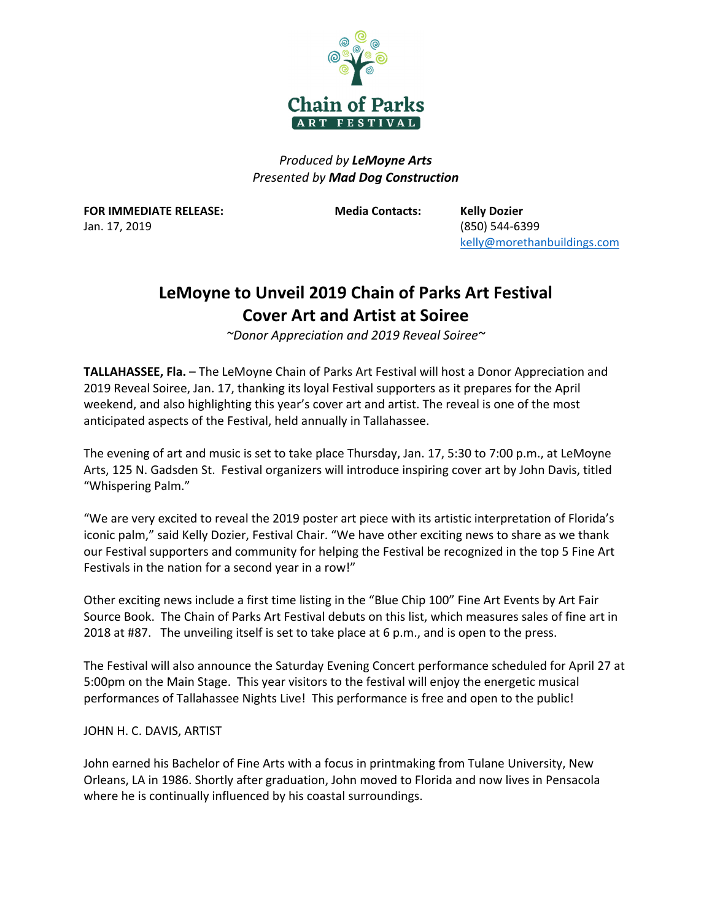Chain of Parks
ART FESTIVAL

*Produced by* ***LeMoyne Arts***
*Presented by* ***Mad Dog Construction***

**FOR IMMEDIATE RELEASE:**
Jan. 17, 2019

**Media Contacts:** **Kelly Dozier**
(850) 544-6399
kelly@morethanbuildings.com

# LeMoyne to Unveil 2019 Chain of Parks Art Festival Cover Art and Artist at Soiree

*~Donor Appreciation and 2019 Reveal Soiree~*

**TALLAHASSEE, Fla.** – The LeMoyne Chain of Parks Art Festival will host a Donor Appreciation and 2019 Reveal Soiree, Jan. 17, thanking its loyal Festival supporters as it prepares for the April weekend, and also highlighting this year's cover art and artist. The reveal is one of the most anticipated aspects of the Festival, held annually in Tallahassee.

The evening of art and music is set to take place Thursday, Jan. 17, 5:30 to 7:00 p.m., at LeMoyne Arts, 125 N. Gadsden St. Festival organizers will introduce inspiring cover art by John Davis, titled "Whispering Palm."

"We are very excited to reveal the 2019 poster art piece with its artistic interpretation of Florida's iconic palm," said Kelly Dozier, Festival Chair. "We have other exciting news to share as we thank our Festival supporters and community for helping the Festival be recognized in the top 5 Fine Art Festivals in the nation for a second year in a row!"

Other exciting news include a first time listing in the "Blue Chip 100" Fine Art Events by Art Fair Source Book. The Chain of Parks Art Festival debuts on this list, which measures sales of fine art in 2018 at #87. The unveiling itself is set to take place at 6 p.m., and is open to the press.

The Festival will also announce the Saturday Evening Concert performance scheduled for April 27 at 5:00pm on the Main Stage. This year visitors to the festival will enjoy the energetic musical performances of Tallahassee Nights Live! This performance is free and open to the public!

JOHN H. C. DAVIS, ARTIST

John earned his Bachelor of Fine Arts with a focus in printmaking from Tulane University, New Orleans, LA in 1986. Shortly after graduation, John moved to Florida and now lives in Pensacola where he is continually influenced by his coastal surroundings.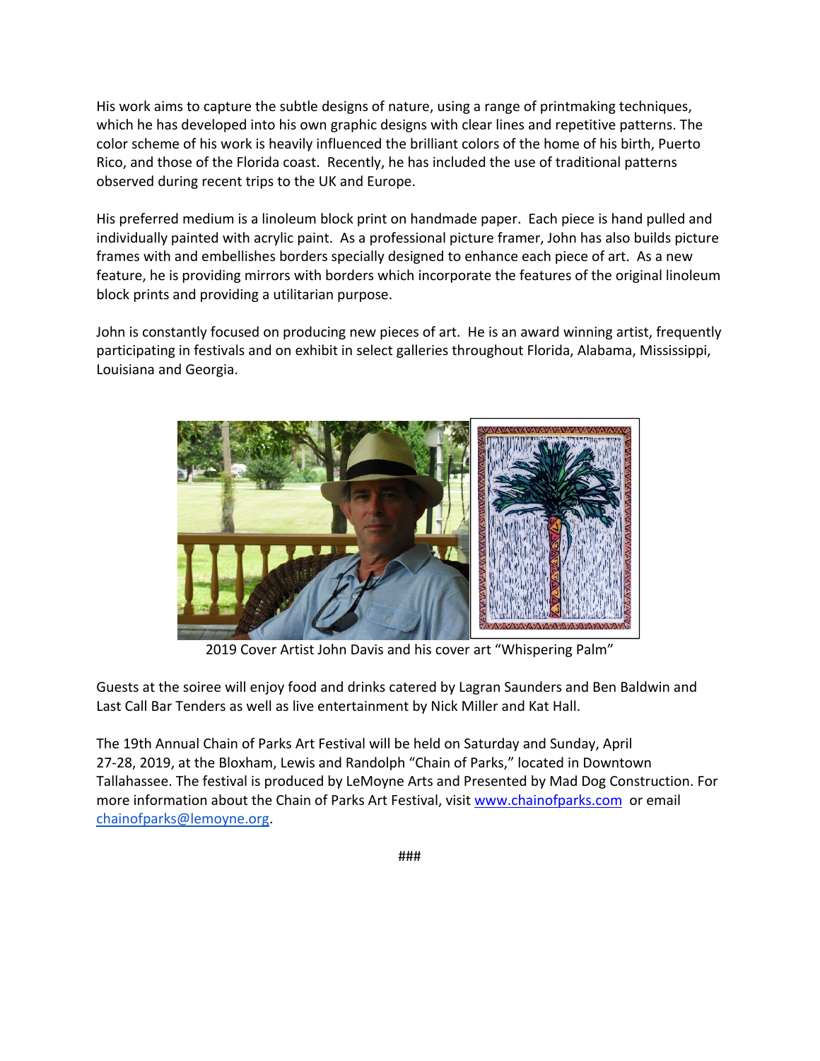His work aims to capture the subtle designs of nature, using a range of printmaking techniques, which he has developed into his own graphic designs with clear lines and repetitive patterns. The color scheme of his work is heavily influenced the brilliant colors of the home of his birth, Puerto Rico, and those of the Florida coast. Recently, he has included the use of traditional patterns observed during recent trips to the UK and Europe.

His preferred medium is a linoleum block print on handmade paper. Each piece is hand pulled and individually painted with acrylic paint. As a professional picture framer, John has also builds picture frames with and embellishes borders specially designed to enhance each piece of art. As a new feature, he is providing mirrors with borders which incorporate the features of the original linoleum block prints and providing a utilitarian purpose.

John is constantly focused on producing new pieces of art. He is an award winning artist, frequently participating in festivals and on exhibit in select galleries throughout Florida, Alabama, Mississippi, Louisiana and Georgia.

2019 Cover Artist John Davis and his cover art "Whispering Palm"

Guests at the soiree will enjoy food and drinks catered by Lagran Saunders and Ben Baldwin and Last Call Bar Tenders as well as live entertainment by Nick Miller and Kat Hall.

The 19th Annual Chain of Parks Art Festival will be held on Saturday and Sunday, April 27-28, 2019, at the Bloxham, Lewis and Randolph "Chain of Parks," located in Downtown Tallahassee. The festival is produced by LeMoyne Arts and Presented by Mad Dog Construction. For more information about the Chain of Parks Art Festival, visit www.chainofparks.com or email chainofparks@lemoyne.org.

###